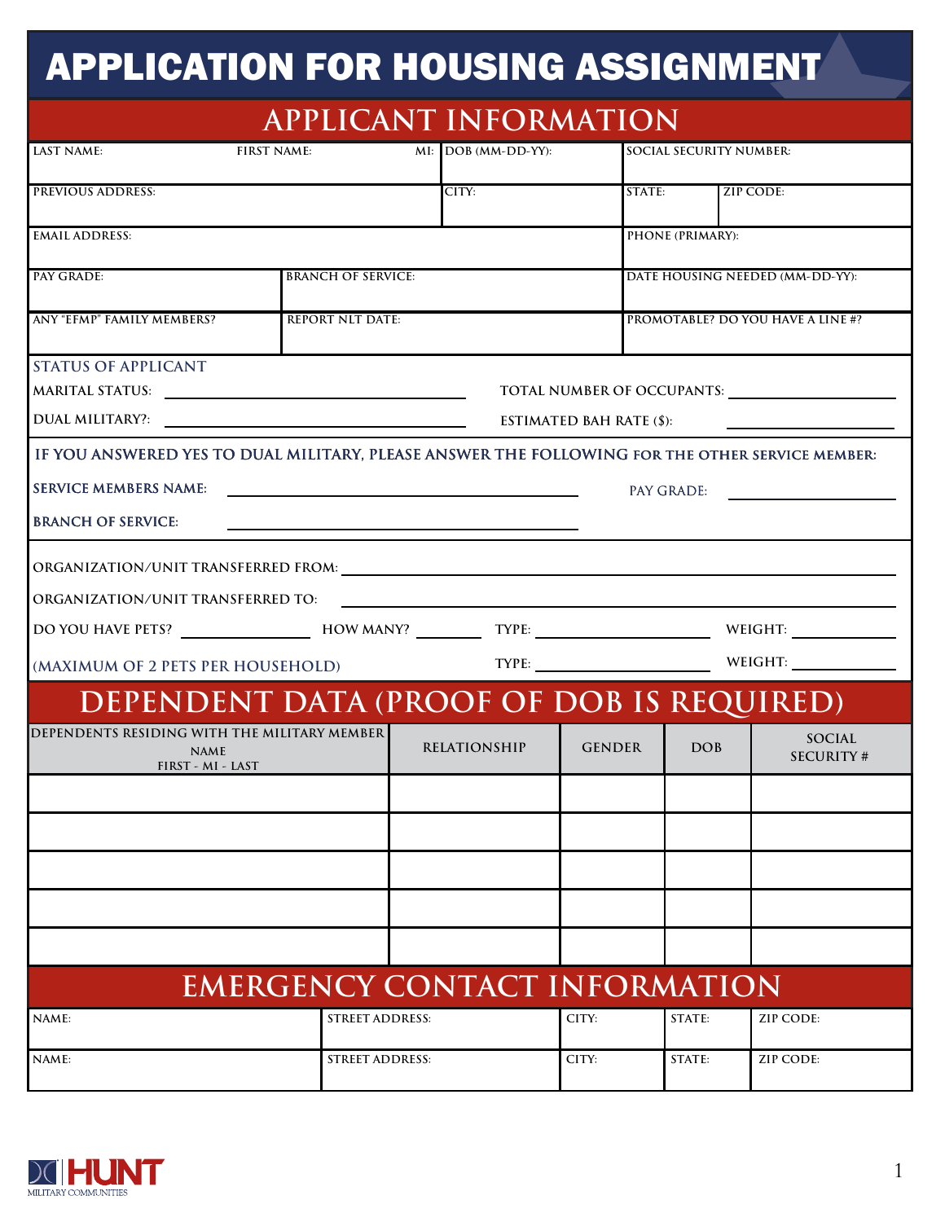# APPLICATION FOR HOUSING ASSIGNMENT

## APPLICANT INFORMATION

| LAST NAME: | FIRST NAME: | MI: | DOB (MM-DD-YY): | SOCIAL SECURITY NUMBER: | |
|---|---|---|---|---|---|
| PREVIOUS ADDRESS: | | | CITY: | STATE: | ZIP CODE: |
| EMAIL ADDRESS: | | | | PHONE (PRIMARY): | |
| PAY GRADE: | BRANCH OF SERVICE: | | | DATE HOUSING NEEDED (MM-DD-YY): | |
| ANY "EFMP" FAMILY MEMBERS? | REPORT NLT DATE: | | | PROMOTABLE? DO YOU HAVE A LINE #? | |

**STATUS OF APPLICANT**

MARITAL STATUS: ____________________ TOTAL NUMBER OF OCCUPANTS: ____________________

DUAL MILITARY?: ____________________ ESTIMATED BAH RATE ($): ____________________

**IF YOU ANSWERED YES TO DUAL MILITARY, PLEASE ANSWER THE FOLLOWING FOR THE OTHER SERVICE MEMBER:**

SERVICE MEMBERS NAME: ____________________ PAY GRADE: ____________________

BRANCH OF SERVICE: ____________________

ORGANIZATION/UNIT TRANSFERRED FROM: ____________________

ORGANIZATION/UNIT TRANSFERRED TO: ____________________

DO YOU HAVE PETS? __________ HOW MANY? ______ TYPE: ______________ WEIGHT: __________

(MAXIMUM OF 2 PETS PER HOUSEHOLD) TYPE: ______________ WEIGHT: __________

## DEPENDENT DATA (PROOF OF DOB IS REQUIRED)

| DEPENDENTS RESIDING WITH THE MILITARY MEMBER NAME FIRST - MI - LAST | RELATIONSHIP | GENDER | DOB | SOCIAL SECURITY # |
|---|---|---|---|---|
| | | | | |
| | | | | |
| | | | | |
| | | | | |
| | | | | |

## EMERGENCY CONTACT INFORMATION

| NAME: | STREET ADDRESS: | CITY: | STATE: | ZIP CODE: |
|---|---|---|---|---|
| NAME: | STREET ADDRESS: | CITY: | STATE: | ZIP CODE: |

HUNT MILITARY COMMUNITIES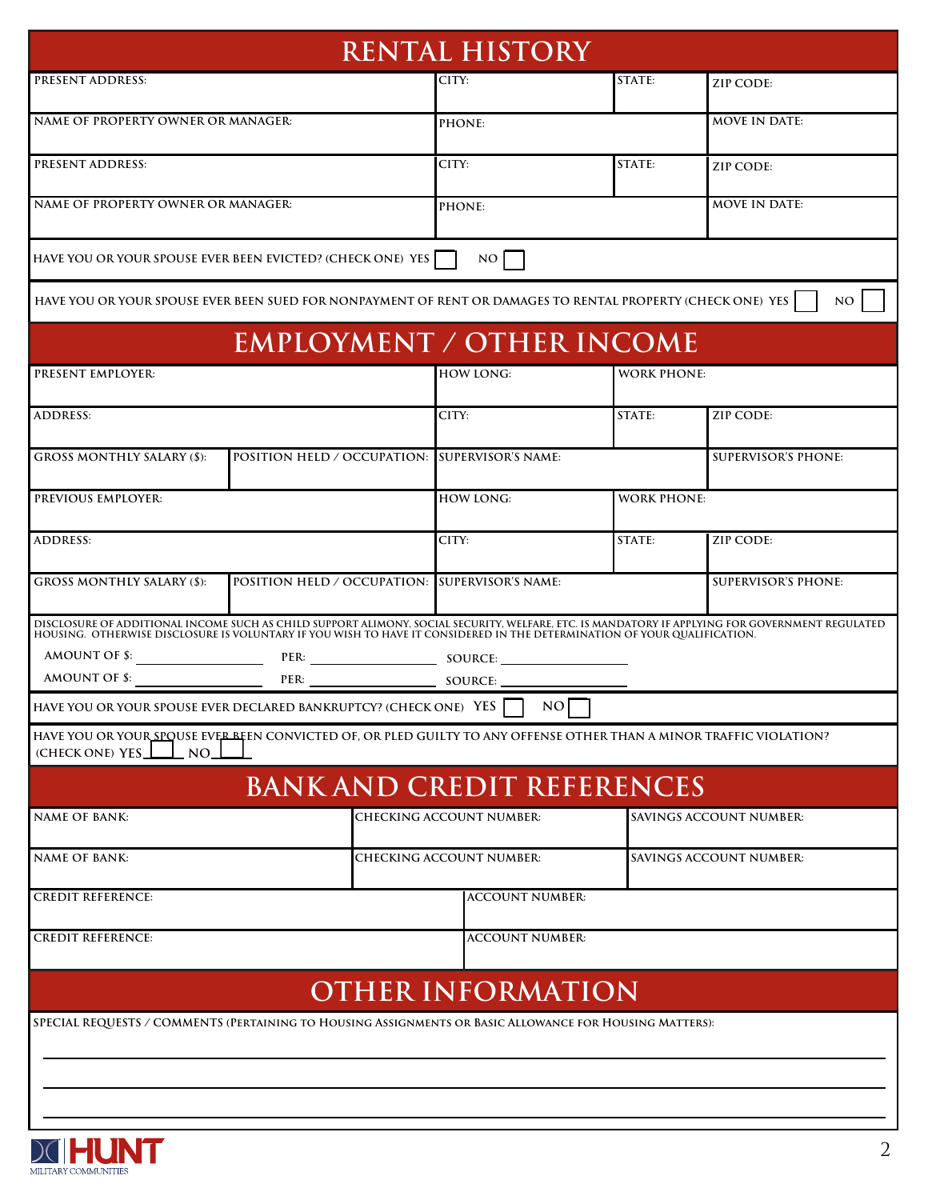# RENTAL HISTORY

| PRESENT ADDRESS: | CITY: | STATE: | ZIP CODE: |
|---|---|---|---|
| NAME OF PROPERTY OWNER OR MANAGER: | PHONE: | | MOVE IN DATE: |
| PRESENT ADDRESS: | CITY: | STATE: | ZIP CODE: |
| NAME OF PROPERTY OWNER OR MANAGER: | PHONE: | | MOVE IN DATE: |

HAVE YOU OR YOUR SPOUSE EVER BEEN EVICTED? (CHECK ONE) YES ☐ NO ☐

HAVE YOU OR YOUR SPOUSE EVER BEEN SUED FOR NONPAYMENT OF RENT OR DAMAGES TO RENTAL PROPERTY (CHECK ONE) YES ☐ NO ☐

# EMPLOYMENT / OTHER INCOME

| PRESENT EMPLOYER: | | HOW LONG: | WORK PHONE: | |
|---|---|---|---|---|
| ADDRESS: | | CITY: | STATE: | ZIP CODE: |
| GROSS MONTHLY SALARY ($): | POSITION HELD / OCCUPATION: | SUPERVISOR'S NAME: | | SUPERVISOR'S PHONE: |
| PREVIOUS EMPLOYER: | | HOW LONG: | WORK PHONE: | |
| ADDRESS: | | CITY: | STATE: | ZIP CODE: |
| GROSS MONTHLY SALARY ($): | POSITION HELD / OCCUPATION: | SUPERVISOR'S NAME: | | SUPERVISOR'S PHONE: |

DISCLOSURE OF ADDITIONAL INCOME SUCH AS CHILD SUPPORT ALIMONY, SOCIAL SECURITY, WELFARE, ETC. IS MANDATORY IF APPLYING FOR GOVERNMENT REGULATED HOUSING. OTHERWISE DISCLOSURE IS VOLUNTARY IF YOU WISH TO HAVE IT CONSIDERED IN THE DETERMINATION OF YOUR QUALIFICATION.

AMOUNT OF $: ____________ PER: ____________ SOURCE: ____________

AMOUNT OF $: ____________ PER: ____________ SOURCE: ____________

HAVE YOU OR YOUR SPOUSE EVER DECLARED BANKRUPTCY? (CHECK ONE) YES ☐ NO ☐

HAVE YOU OR YOUR SPOUSE EVER BEEN CONVICTED OF, OR PLED GUILTY TO ANY OFFENSE OTHER THAN A MINOR TRAFFIC VIOLATION? (CHECK ONE) YES ☐ NO ☐

# BANK AND CREDIT REFERENCES

| NAME OF BANK: | CHECKING ACCOUNT NUMBER: | SAVINGS ACCOUNT NUMBER: |
|---|---|---|
| NAME OF BANK: | CHECKING ACCOUNT NUMBER: | SAVINGS ACCOUNT NUMBER: |

| CREDIT REFERENCE: | ACCOUNT NUMBER: |
|---|---|
| CREDIT REFERENCE: | ACCOUNT NUMBER: |

# OTHER INFORMATION

SPECIAL REQUESTS / COMMENTS (Pertaining to Housing Assignments or Basic Allowance for Housing Matters):

______________________________________________________________

______________________________________________________________

______________________________________________________________

HUNT MILITARY COMMUNITIES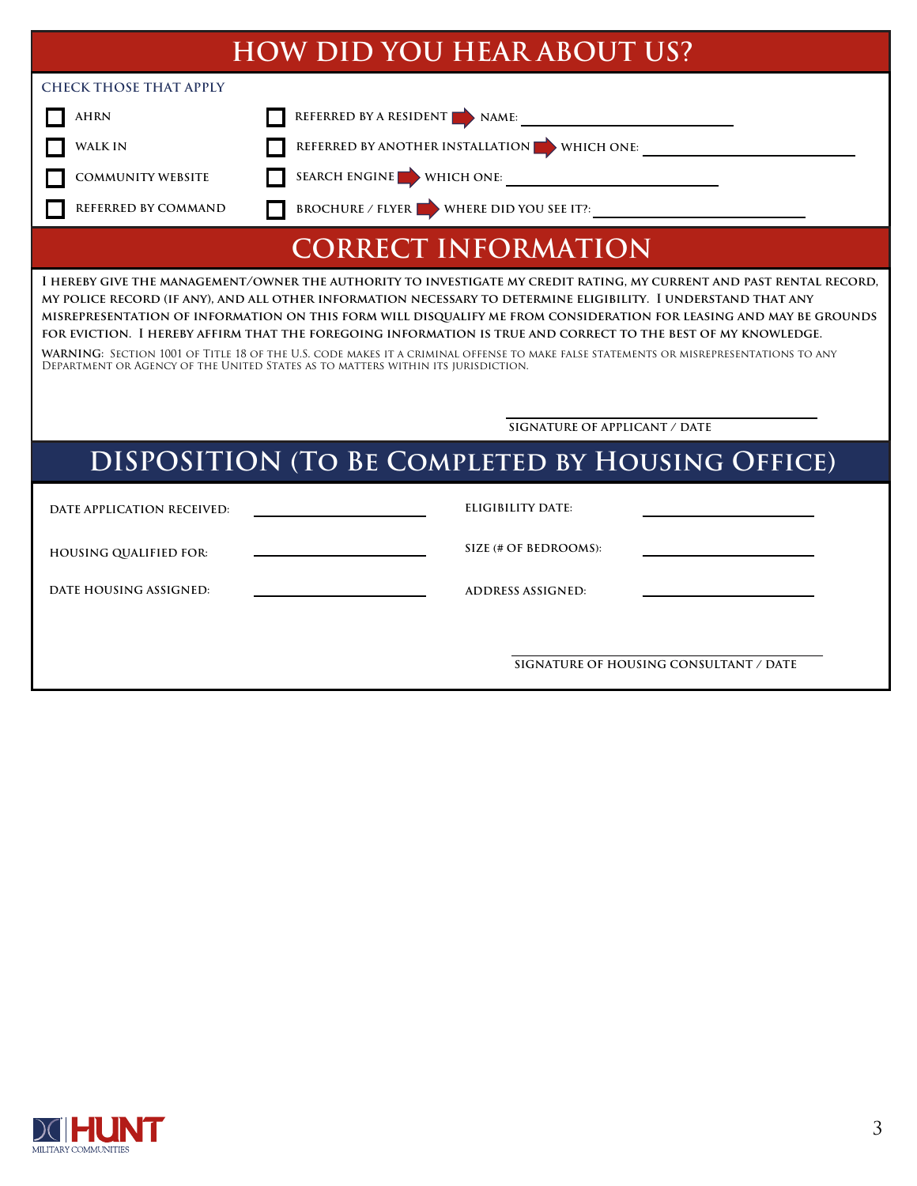## HOW DID YOU HEAR ABOUT US?

CHECK THOSE THAT APPLY

- [ ] AHRN
- [ ] WALK IN
- [ ] COMMUNITY WEBSITE
- [ ] REFERRED BY COMMAND
- [ ] REFERRED BY A RESIDENT → NAME: ______________________
- [ ] REFERRED BY ANOTHER INSTALLATION → WHICH ONE: ______________________
- [ ] SEARCH ENGINE → WHICH ONE: ______________________
- [ ] BROCHURE / FLYER → WHERE DID YOU SEE IT?: ______________________

## CORRECT INFORMATION

**I HEREBY GIVE THE MANAGEMENT/OWNER THE AUTHORITY TO INVESTIGATE MY CREDIT RATING, MY CURRENT AND PAST RENTAL RECORD, MY POLICE RECORD (IF ANY), AND ALL OTHER INFORMATION NECESSARY TO DETERMINE ELIGIBILITY. I UNDERSTAND THAT ANY MISREPRESENTATION OF INFORMATION ON THIS FORM WILL DISQUALIFY ME FROM CONSIDERATION FOR LEASING AND MAY BE GROUNDS FOR EVICTION. I HEREBY AFFIRM THAT THE FOREGOING INFORMATION IS TRUE AND CORRECT TO THE BEST OF MY KNOWLEDGE.**

**WARNING:** Section 1001 of Title 18 of the U.S. code makes it a criminal offense to make false statements or misrepresentations to any Department or Agency of the United States as to matters within its jurisdiction.

______________________
SIGNATURE OF APPLICANT / DATE

## DISPOSITION (To Be Completed by Housing Office)

| | | | |
|---|---|---|---|
| DATE APPLICATION RECEIVED: | ______________ | ELIGIBILITY DATE: | ______________ |
| HOUSING QUALIFIED FOR: | ______________ | SIZE (# OF BEDROOMS): | ______________ |
| DATE HOUSING ASSIGNED: | ______________ | ADDRESS ASSIGNED: | ______________ |

______________________
SIGNATURE OF HOUSING CONSULTANT / DATE

HUNT MILITARY COMMUNITIES